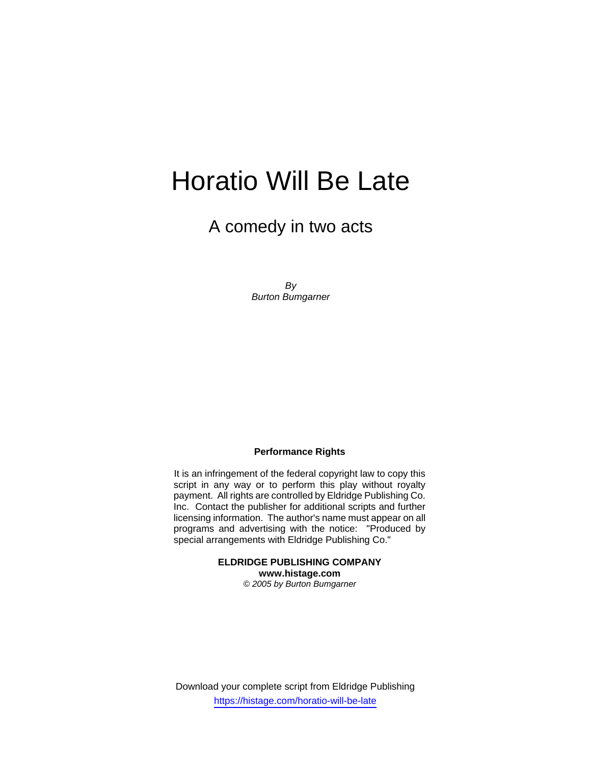# Horatio Will Be Late

## A comedy in two acts

*By*
*Burton Bumgarner*

**Performance Rights**

It is an infringement of the federal copyright law to copy this script in any way or to perform this play without royalty payment. All rights are controlled by Eldridge Publishing Co. Inc. Contact the publisher for additional scripts and further licensing information. The author's name must appear on all programs and advertising with the notice: "Produced by special arrangements with Eldridge Publishing Co."

**ELDRIDGE PUBLISHING COMPANY**
**www.histage.com**
*© 2005 by Burton Bumgarner*

Download your complete script from Eldridge Publishing
https://histage.com/horatio-will-be-late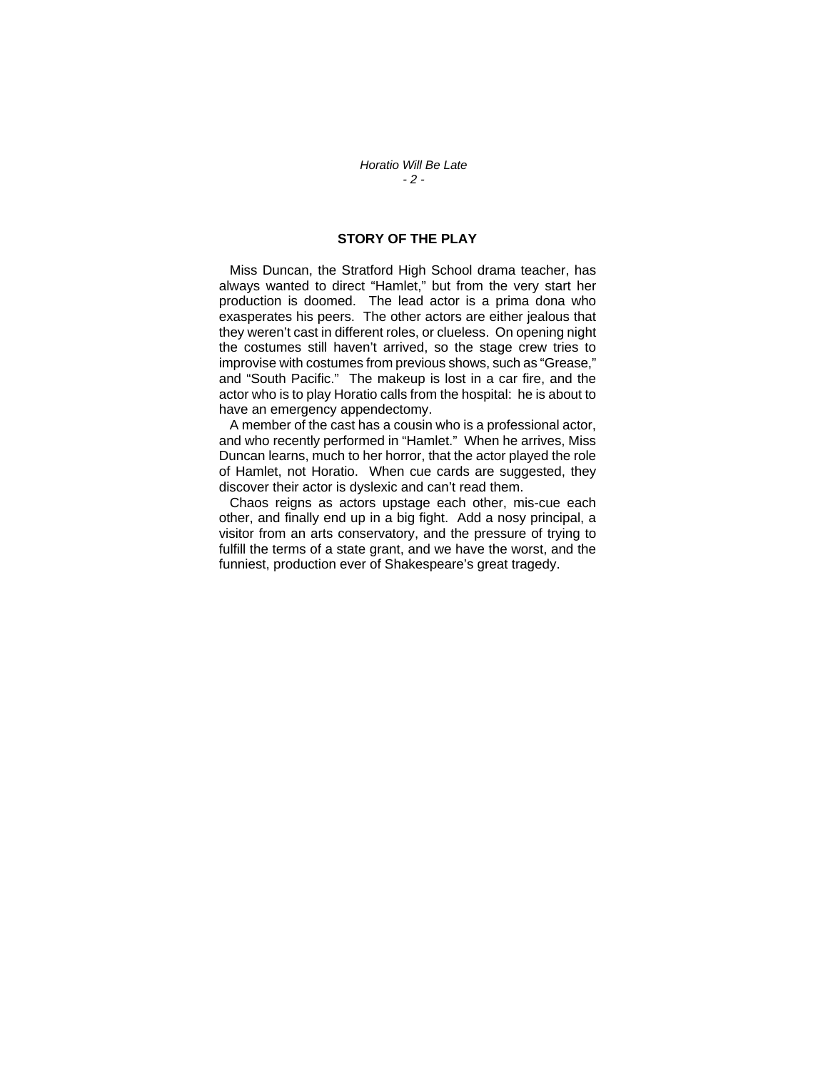## STORY OF THE PLAY

Miss Duncan, the Stratford High School drama teacher, has always wanted to direct "Hamlet," but from the very start her production is doomed. The lead actor is a prima dona who exasperates his peers. The other actors are either jealous that they weren't cast in different roles, or clueless. On opening night the costumes still haven't arrived, so the stage crew tries to improvise with costumes from previous shows, such as "Grease," and "South Pacific." The makeup is lost in a car fire, and the actor who is to play Horatio calls from the hospital: he is about to have an emergency appendectomy.

A member of the cast has a cousin who is a professional actor, and who recently performed in "Hamlet." When he arrives, Miss Duncan learns, much to her horror, that the actor played the role of Hamlet, not Horatio. When cue cards are suggested, they discover their actor is dyslexic and can't read them.

Chaos reigns as actors upstage each other, mis-cue each other, and finally end up in a big fight. Add a nosy principal, a visitor from an arts conservatory, and the pressure of trying to fulfill the terms of a state grant, and we have the worst, and the funniest, production ever of Shakespeare's great tragedy.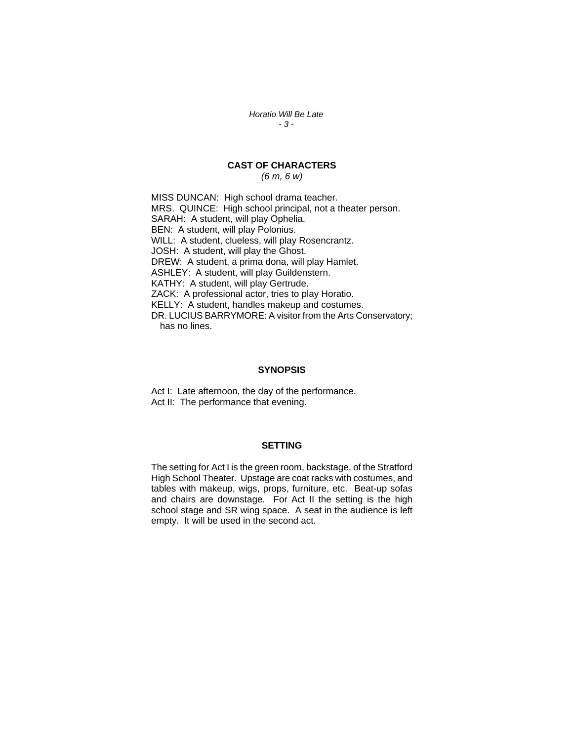## CAST OF CHARACTERS

*(6 m, 6 w)*

MISS DUNCAN: High school drama teacher.
MRS. QUINCE: High school principal, not a theater person.
SARAH: A student, will play Ophelia.
BEN: A student, will play Polonius.
WILL: A student, clueless, will play Rosencrantz.
JOSH: A student, will play the Ghost.
DREW: A student, a prima dona, will play Hamlet.
ASHLEY: A student, will play Guildenstern.
KATHY: A student, will play Gertrude.
ZACK: A professional actor, tries to play Horatio.
KELLY: A student, handles makeup and costumes.
DR. LUCIUS BARRYMORE: A visitor from the Arts Conservatory; has no lines.

## SYNOPSIS

Act I: Late afternoon, the day of the performance.
Act II: The performance that evening.

## SETTING

The setting for Act I is the green room, backstage, of the Stratford High School Theater. Upstage are coat racks with costumes, and tables with makeup, wigs, props, furniture, etc. Beat-up sofas and chairs are downstage. For Act II the setting is the high school stage and SR wing space. A seat in the audience is left empty. It will be used in the second act.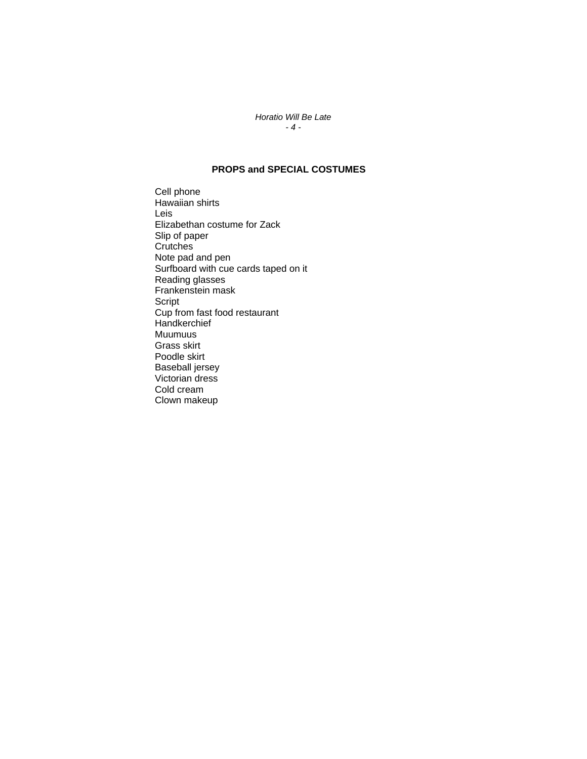## PROPS and SPECIAL COSTUMES

Cell phone
Hawaiian shirts
Leis
Elizabethan costume for Zack
Slip of paper
Crutches
Note pad and pen
Surfboard with cue cards taped on it
Reading glasses
Frankenstein mask
Script
Cup from fast food restaurant
Handkerchief
Muumuus
Grass skirt
Poodle skirt
Baseball jersey
Victorian dress
Cold cream
Clown makeup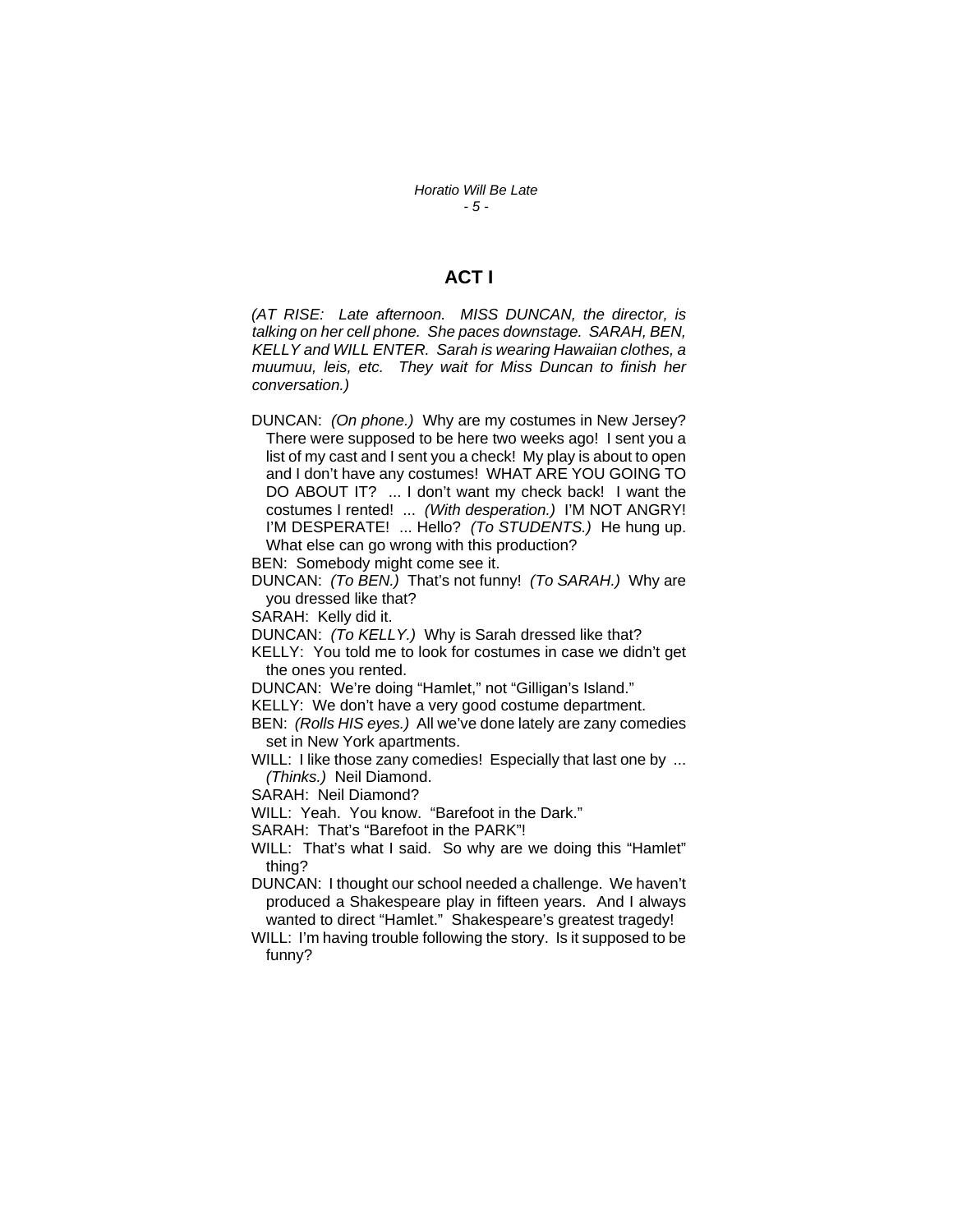## ACT I

*(AT RISE: Late afternoon. MISS DUNCAN, the director, is talking on her cell phone. She paces downstage. SARAH, BEN, KELLY and WILL ENTER. Sarah is wearing Hawaiian clothes, a muumuu, leis, etc. They wait for Miss Duncan to finish her conversation.)*

DUNCAN: *(On phone.)* Why are my costumes in New Jersey? There were supposed to be here two weeks ago! I sent you a list of my cast and I sent you a check! My play is about to open and I don't have any costumes! WHAT ARE YOU GOING TO DO ABOUT IT? ... I don't want my check back! I want the costumes I rented! ... *(With desperation.)* I'M NOT ANGRY! I'M DESPERATE! ... Hello? *(To STUDENTS.)* He hung up. What else can go wrong with this production?

BEN: Somebody might come see it.

DUNCAN: *(To BEN.)* That's not funny! *(To SARAH.)* Why are you dressed like that?

SARAH: Kelly did it.

DUNCAN: *(To KELLY.)* Why is Sarah dressed like that?

KELLY: You told me to look for costumes in case we didn't get the ones you rented.

DUNCAN: We're doing "Hamlet," not "Gilligan's Island."

KELLY: We don't have a very good costume department.

BEN: *(Rolls HIS eyes.)* All we've done lately are zany comedies set in New York apartments.

WILL: I like those zany comedies! Especially that last one by ... *(Thinks.)* Neil Diamond.

SARAH: Neil Diamond?

WILL: Yeah. You know. "Barefoot in the Dark."

SARAH: That's "Barefoot in the PARK"!

WILL: That's what I said. So why are we doing this "Hamlet" thing?

DUNCAN: I thought our school needed a challenge. We haven't produced a Shakespeare play in fifteen years. And I always wanted to direct "Hamlet." Shakespeare's greatest tragedy!

WILL: I'm having trouble following the story. Is it supposed to be funny?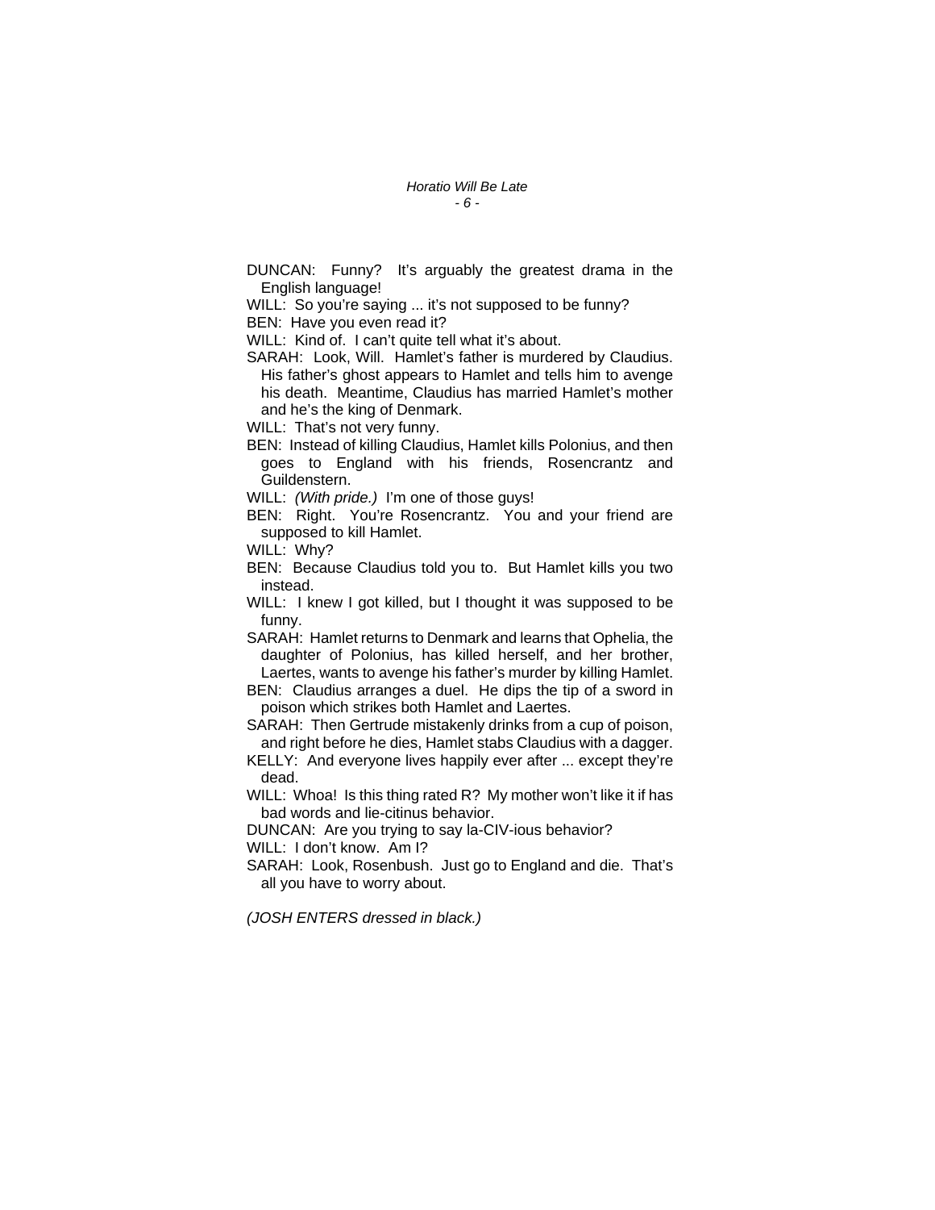DUNCAN: Funny? It's arguably the greatest drama in the English language!

WILL: So you're saying ... it's not supposed to be funny?

BEN: Have you even read it?

WILL: Kind of. I can't quite tell what it's about.

SARAH: Look, Will. Hamlet's father is murdered by Claudius. His father's ghost appears to Hamlet and tells him to avenge his death. Meantime, Claudius has married Hamlet's mother and he's the king of Denmark.

WILL: That's not very funny.

BEN: Instead of killing Claudius, Hamlet kills Polonius, and then goes to England with his friends, Rosencrantz and Guildenstern.

WILL: *(With pride.)* I'm one of those guys!

BEN: Right. You're Rosencrantz. You and your friend are supposed to kill Hamlet.

WILL: Why?

BEN: Because Claudius told you to. But Hamlet kills you two instead.

WILL: I knew I got killed, but I thought it was supposed to be funny.

SARAH: Hamlet returns to Denmark and learns that Ophelia, the daughter of Polonius, has killed herself, and her brother, Laertes, wants to avenge his father's murder by killing Hamlet.

BEN: Claudius arranges a duel. He dips the tip of a sword in poison which strikes both Hamlet and Laertes.

SARAH: Then Gertrude mistakenly drinks from a cup of poison, and right before he dies, Hamlet stabs Claudius with a dagger.

KELLY: And everyone lives happily ever after ... except they're dead.

WILL: Whoa! Is this thing rated R? My mother won't like it if has bad words and lie-citinus behavior.

DUNCAN: Are you trying to say la-CIV-ious behavior?

WILL: I don't know. Am I?

SARAH: Look, Rosenbush. Just go to England and die. That's all you have to worry about.

*(JOSH ENTERS dressed in black.)*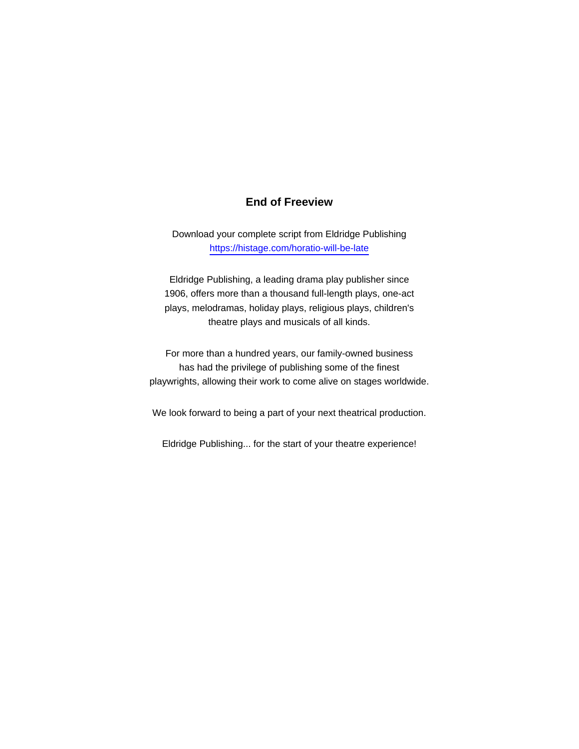## End of Freeview

Download your complete script from Eldridge Publishing
https://histage.com/horatio-will-be-late

Eldridge Publishing, a leading drama play publisher since 1906, offers more than a thousand full-length plays, one-act plays, melodramas, holiday plays, religious plays, children's theatre plays and musicals of all kinds.

For more than a hundred years, our family-owned business has had the privilege of publishing some of the finest playwrights, allowing their work to come alive on stages worldwide.

We look forward to being a part of your next theatrical production.

Eldridge Publishing... for the start of your theatre experience!